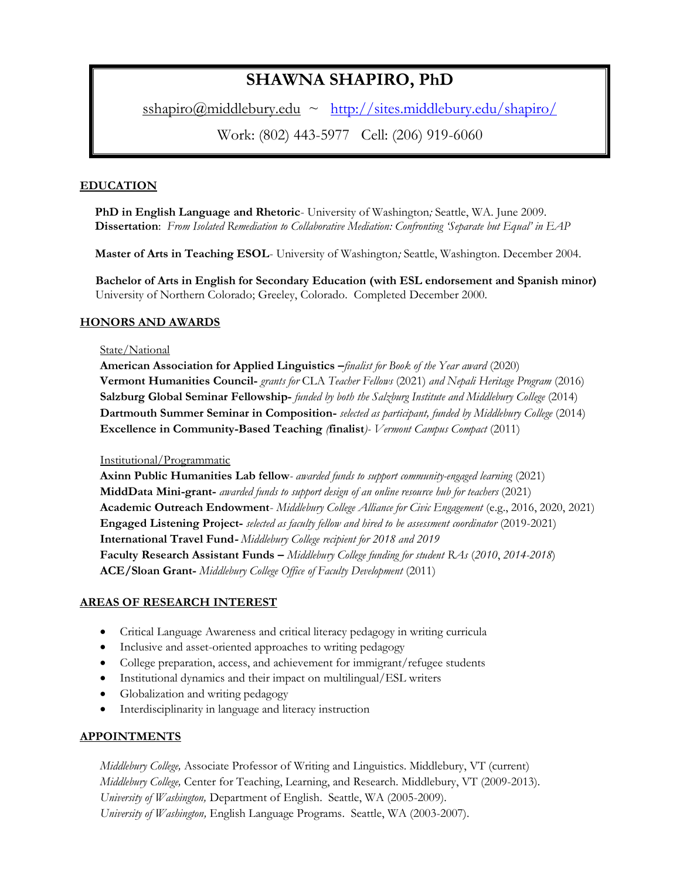# SHAWNA SHAPIRO, PhD

sshapiro@middlebury.edu ~ http://sites.middlebury.edu/shapiro/

Work: (802) 443-5977 Cell: (206) 919-6060

## EDUCATION

**PhD in English Language and Rhetoric**- University of Washington*;* Seattle, WA. June 2009.
**Dissertation**: *From Isolated Remediation to Collaborative Mediation: Confronting 'Separate but Equal' in EAP*

**Master of Arts in Teaching ESOL**- University of Washington*;* Seattle, Washington. December 2004.

**Bachelor of Arts in English for Secondary Education (with ESL endorsement and Spanish minor)**
University of Northern Colorado; Greeley, Colorado. Completed December 2000.

## HONORS AND AWARDS

State/National

**American Association for Applied Linguistics –***finalist for Book of the Year award* (2020)
**Vermont Humanities Council-** *grants for* CLA *Teacher Fellows* (2021) *and Nepali Heritage Program* (2016)
**Salzburg Global Seminar Fellowship-** *funded by both the Salzburg Institute and Middlebury College* (2014)
**Dartmouth Summer Seminar in Composition-** *selected as participant, funded by Middlebury College* (2014)
**Excellence in Community-Based Teaching** *(***finalist***)- Vermont Campus Compact* (2011)

Institutional/Programmatic

**Axinn Public Humanities Lab fellow***- awarded funds to support community-engaged learning* (2021)
**MiddData Mini-grant-** *awarded funds to support design of an online resource hub for teachers* (2021)
**Academic Outreach Endowment***- Middlebury College Alliance for Civic Engagement* (e.g., 2016, 2020, 2021)
**Engaged Listening Project-** *selected as faculty fellow and hired to be assessment coordinator* (2019-2021)
**International Travel Fund-** *Middlebury College recipient for 2018 and 2019*
**Faculty Research Assistant Funds –** *Middlebury College funding for student RAs* (*2010*, *2014-2018*)
**ACE/Sloan Grant-** *Middlebury College Office of Faculty Development* (2011)

## AREAS OF RESEARCH INTEREST

- Critical Language Awareness and critical literacy pedagogy in writing curricula
- Inclusive and asset-oriented approaches to writing pedagogy
- College preparation, access, and achievement for immigrant/refugee students
- Institutional dynamics and their impact on multilingual/ESL writers
- Globalization and writing pedagogy
- Interdisciplinarity in language and literacy instruction

## APPOINTMENTS

*Middlebury College,* Associate Professor of Writing and Linguistics. Middlebury, VT (current)
*Middlebury College,* Center for Teaching, Learning, and Research. Middlebury, VT (2009-2013).
*University of Washington,* Department of English. Seattle, WA (2005-2009).
*University of Washington,* English Language Programs. Seattle, WA (2003-2007).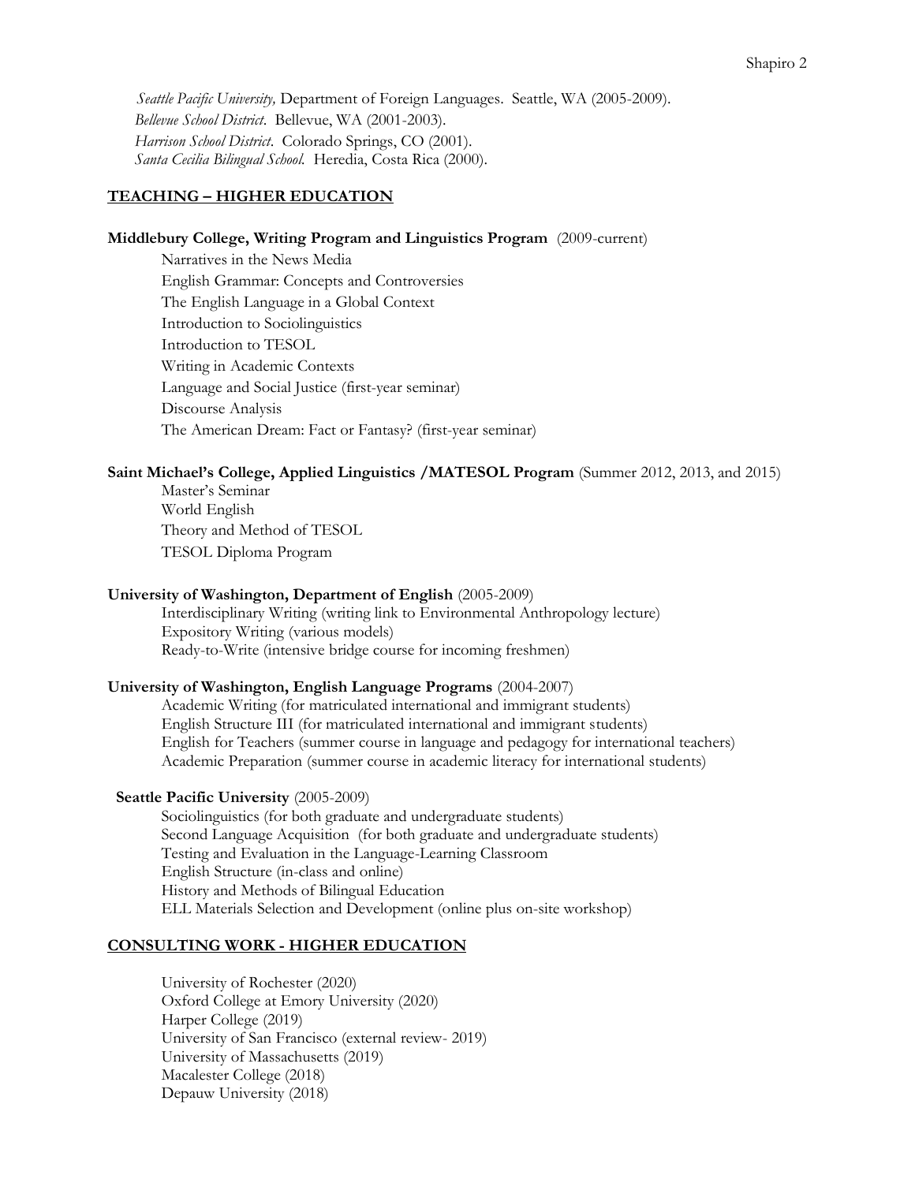*Seattle Pacific University,* Department of Foreign Languages. Seattle, WA (2005-2009).
*Bellevue School District*. Bellevue, WA (2001-2003).
*Harrison School District*. Colorado Springs, CO (2001).
*Santa Cecilia Bilingual School.* Heredia, Costa Rica (2000).

## TEACHING – HIGHER EDUCATION

**Middlebury College, Writing Program and Linguistics Program** (2009-current)

- Narratives in the News Media
- English Grammar: Concepts and Controversies
- The English Language in a Global Context
- Introduction to Sociolinguistics
- Introduction to TESOL
- Writing in Academic Contexts
- Language and Social Justice (first-year seminar)
- Discourse Analysis
- The American Dream: Fact or Fantasy? (first-year seminar)

**Saint Michael's College, Applied Linguistics /MATESOL Program** (Summer 2012, 2013, and 2015)

- Master's Seminar
- World English
- Theory and Method of TESOL
- TESOL Diploma Program

**University of Washington, Department of English** (2005-2009)

- Interdisciplinary Writing (writing link to Environmental Anthropology lecture)
- Expository Writing (various models)
- Ready-to-Write (intensive bridge course for incoming freshmen)

**University of Washington, English Language Programs** (2004-2007)

- Academic Writing (for matriculated international and immigrant students)
- English Structure III (for matriculated international and immigrant students)
- English for Teachers (summer course in language and pedagogy for international teachers)
- Academic Preparation (summer course in academic literacy for international students)

**Seattle Pacific University** (2005-2009)

- Sociolinguistics (for both graduate and undergraduate students)
- Second Language Acquisition (for both graduate and undergraduate students)
- Testing and Evaluation in the Language-Learning Classroom
- English Structure (in-class and online)
- History and Methods of Bilingual Education
- ELL Materials Selection and Development (online plus on-site workshop)

## CONSULTING WORK - HIGHER EDUCATION

- University of Rochester (2020)
- Oxford College at Emory University (2020)
- Harper College (2019)
- University of San Francisco (external review- 2019)
- University of Massachusetts (2019)
- Macalester College (2018)
- Depauw University (2018)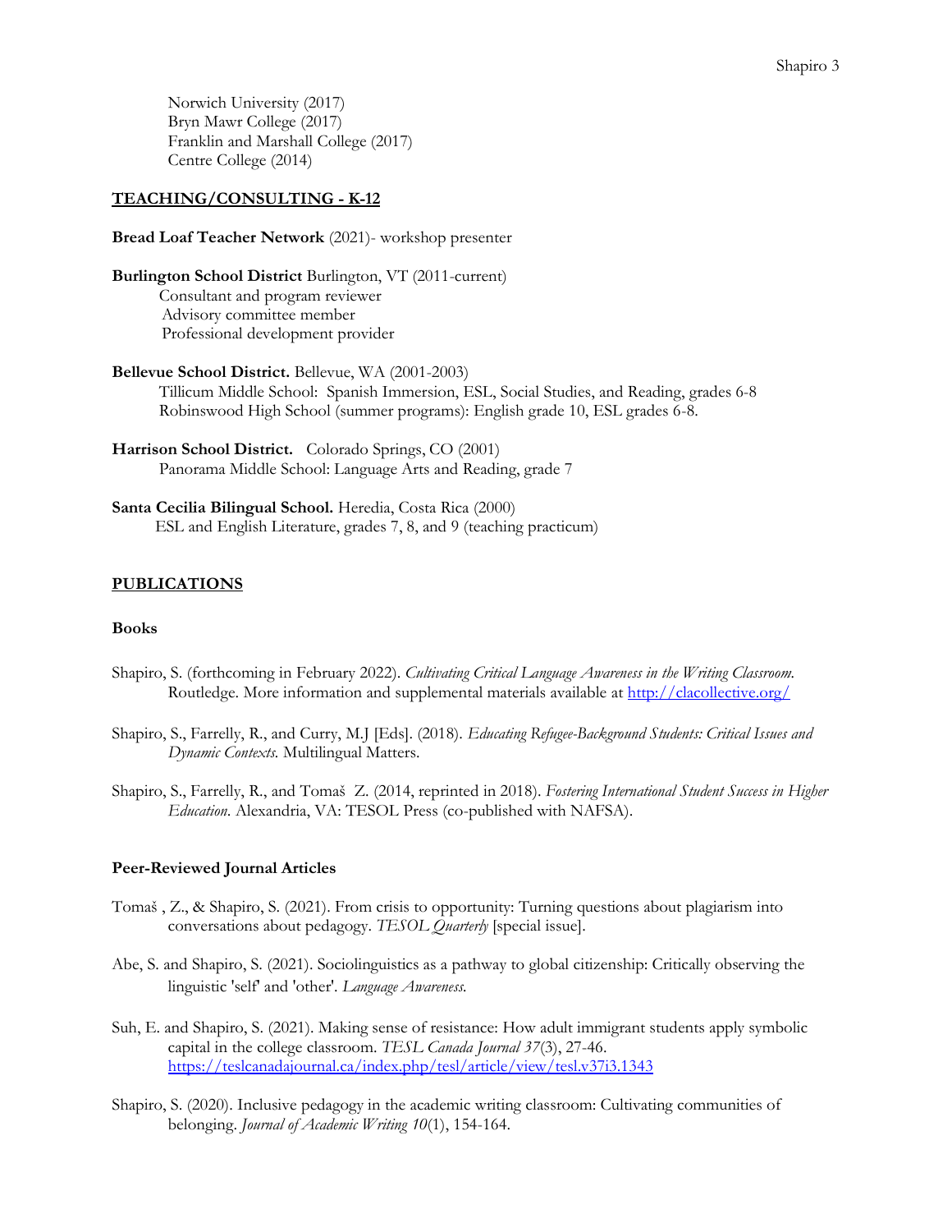Norwich University (2017)
Bryn Mawr College (2017)
Franklin and Marshall College (2017)
Centre College (2014)

## TEACHING/CONSULTING - K-12

**Bread Loaf Teacher Network** (2021)- workshop presenter

**Burlington School District** Burlington, VT (2011-current)
Consultant and program reviewer
Advisory committee member
Professional development provider

**Bellevue School District.** Bellevue, WA (2001-2003)
Tillicum Middle School: Spanish Immersion, ESL, Social Studies, and Reading, grades 6-8
Robinswood High School (summer programs): English grade 10, ESL grades 6-8.

**Harrison School District.** Colorado Springs, CO (2001)
Panorama Middle School: Language Arts and Reading, grade 7

**Santa Cecilia Bilingual School.** Heredia, Costa Rica (2000)
ESL and English Literature, grades 7, 8, and 9 (teaching practicum)

## PUBLICATIONS

### Books

Shapiro, S. (forthcoming in February 2022). *Cultivating Critical Language Awareness in the Writing Classroom.* Routledge. More information and supplemental materials available at http://clacollective.org/

Shapiro, S., Farrelly, R., and Curry, M.J [Eds]. (2018). *Educating Refugee-Background Students: Critical Issues and Dynamic Contexts.* Multilingual Matters.

Shapiro, S., Farrelly, R., and Tomaš Z. (2014, reprinted in 2018). *Fostering International Student Success in Higher Education*. Alexandria, VA: TESOL Press (co-published with NAFSA).

### Peer-Reviewed Journal Articles

Tomaš , Z., & Shapiro, S. (2021). From crisis to opportunity: Turning questions about plagiarism into conversations about pedagogy. *TESOL Quarterly* [special issue].

Abe, S. and Shapiro, S. (2021). Sociolinguistics as a pathway to global citizenship: Critically observing the linguistic 'self' and 'other'. *Language Awareness.*

Suh, E. and Shapiro, S. (2021). Making sense of resistance: How adult immigrant students apply symbolic capital in the college classroom. *TESL Canada Journal 37*(3), 27-46. https://teslcanadajournal.ca/index.php/tesl/article/view/tesl.v37i3.1343

Shapiro, S. (2020). Inclusive pedagogy in the academic writing classroom: Cultivating communities of belonging. *Journal of Academic Writing 10*(1), 154-164.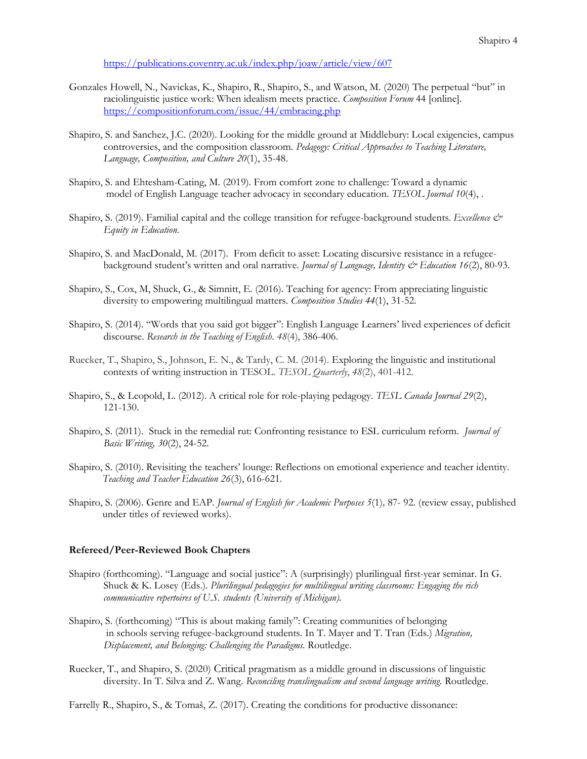https://publications.coventry.ac.uk/index.php/joaw/article/view/607

Gonzales Howell, N., Navickas, K., Shapiro, R., Shapiro, S., and Watson, M. (2020) The perpetual "but" in raciolinguistic justice work: When idealism meets practice. *Composition Forum* 44 [online]. https://compositionforum.com/issue/44/embracing.php

Shapiro, S. and Sanchez, J.C. (2020). Looking for the middle ground at Middlebury: Local exigencies, campus controversies, and the composition classroom. *Pedagogy: Critical Approaches to Teaching Literature, Language, Composition, and Culture 20*(1), 35-48.

Shapiro, S. and Ehtesham-Cating, M. (2019). From comfort zone to challenge: Toward a dynamic model of English Language teacher advocacy in secondary education. *TESOL Journal 10*(4), .

Shapiro, S. (2019). Familial capital and the college transition for refugee-background students. *Excellence & Equity in Education.*

Shapiro, S. and MacDonald, M. (2017). From deficit to asset: Locating discursive resistance in a refugee-background student's written and oral narrative. *Journal of Language, Identity & Education 16*(2), 80-93.

Shapiro, S., Cox, M, Shuck, G., & Simnitt, E. (2016). Teaching for agency: From appreciating linguistic diversity to empowering multilingual matters. *Composition Studies 44*(1), 31-52.

Shapiro, S. (2014). "Words that you said got bigger": English Language Learners' lived experiences of deficit discourse. *Research in the Teaching of English. 48*(4), 386-406.

Ruecker, T., Shapiro, S., Johnson, E. N., & Tardy, C. M. (2014). Exploring the linguistic and institutional contexts of writing instruction in TESOL. *TESOL Quarterly*, *48*(2), 401-412.

Shapiro, S., & Leopold, L. (2012). A critical role for role-playing pedagogy. *TESL Canada Journal 29*(2), 121-130.

Shapiro, S. (2011). Stuck in the remedial rut: Confronting resistance to ESL curriculum reform. *Journal of Basic Writing, 30*(2), 24-52.

Shapiro, S. (2010). Revisiting the teachers' lounge: Reflections on emotional experience and teacher identity. *Teaching and Teacher Education 26*(3), 616-621.

Shapiro, S. (2006). Genre and EAP. *Journal of English for Academic Purposes 5*(1), 87- 92. (review essay, published under titles of reviewed works).

**Refereed/Peer-Reviewed Book Chapters**

Shapiro (forthcoming). "Language and social justice": A (surprisingly) plurilingual first-year seminar. In G. Shuck & K. Losey (Eds.). *Plurilingual pedagogies for multilingual writing classrooms: Engaging the rich communicative repertoires of U.S. students (University of Michigan).*

Shapiro, S. (forthcoming) "This is about making family": Creating communities of belonging in schools serving refugee-background students. In T. Mayer and T. Tran (Eds.) *Migration, Displacement, and Belonging: Challenging the Paradigms.* Routledge.

Ruecker, T., and Shapiro, S. (2020) Critical pragmatism as a middle ground in discussions of linguistic diversity. In T. Silva and Z. Wang. *Reconciling translingualism and second language writing.* Routledge.

Farrelly R., Shapiro, S., & Tomaš, Z. (2017). Creating the conditions for productive dissonance: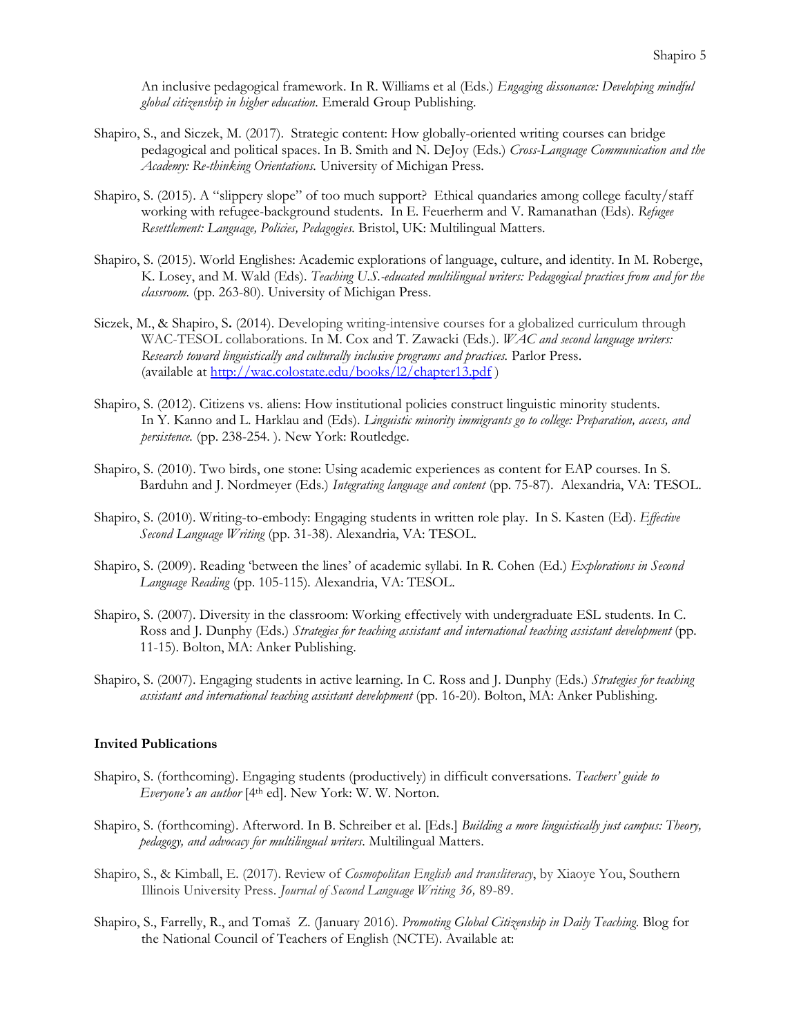An inclusive pedagogical framework. In R. Williams et al (Eds.) *Engaging dissonance: Developing mindful global citizenship in higher education.* Emerald Group Publishing.

Shapiro, S., and Siczek, M. (2017). Strategic content: How globally-oriented writing courses can bridge pedagogical and political spaces. In B. Smith and N. DeJoy (Eds.) *Cross-Language Communication and the Academy: Re-thinking Orientations.* University of Michigan Press.

Shapiro, S. (2015). A "slippery slope" of too much support? Ethical quandaries among college faculty/staff working with refugee-background students. In E. Feuerherm and V. Ramanathan (Eds). *Refugee Resettlement: Language, Policies, Pedagogies.* Bristol, UK: Multilingual Matters.

Shapiro, S. (2015). World Englishes: Academic explorations of language, culture, and identity. In M. Roberge, K. Losey, and M. Wald (Eds). *Teaching U.S.-educated multilingual writers: Pedagogical practices from and for the classroom.* (pp. 263-80). University of Michigan Press.

Siczek, M., & Shapiro, S**.** (2014). Developing writing-intensive courses for a globalized curriculum through WAC-TESOL collaborations. In M. Cox and T. Zawacki (Eds.). *WAC and second language writers: Research toward linguistically and culturally inclusive programs and practices.* Parlor Press. (available at http://wac.colostate.edu/books/l2/chapter13.pdf )

Shapiro, S. (2012). Citizens vs. aliens: How institutional policies construct linguistic minority students. In Y. Kanno and L. Harklau and (Eds). *Linguistic minority immigrants go to college: Preparation, access, and persistence.* (pp. 238-254. ). New York: Routledge.

Shapiro, S. (2010). Two birds, one stone: Using academic experiences as content for EAP courses. In S. Barduhn and J. Nordmeyer (Eds.) *Integrating language and content* (pp. 75-87). Alexandria, VA: TESOL.

Shapiro, S. (2010). Writing-to-embody: Engaging students in written role play. In S. Kasten (Ed). *Effective Second Language Writing* (pp. 31-38). Alexandria, VA: TESOL.

Shapiro, S. (2009). Reading 'between the lines' of academic syllabi. In R. Cohen (Ed.) *Explorations in Second Language Reading* (pp. 105-115). Alexandria, VA: TESOL.

Shapiro, S. (2007). Diversity in the classroom: Working effectively with undergraduate ESL students. In C. Ross and J. Dunphy (Eds.) *Strategies for teaching assistant and international teaching assistant development* (pp. 11-15). Bolton, MA: Anker Publishing.

Shapiro, S. (2007). Engaging students in active learning. In C. Ross and J. Dunphy (Eds.) *Strategies for teaching assistant and international teaching assistant development* (pp. 16-20). Bolton, MA: Anker Publishing.

**Invited Publications**

Shapiro, S. (forthcoming). Engaging students (productively) in difficult conversations. *Teachers' guide to Everyone's an author* [4th ed]. New York: W. W. Norton.

Shapiro, S. (forthcoming). Afterword. In B. Schreiber et al. [Eds.] *Building a more linguistically just campus: Theory, pedagogy, and advocacy for multilingual writers*. Multilingual Matters.

Shapiro, S., & Kimball, E. (2017). Review of *Cosmopolitan English and transliteracy*, by Xiaoye You, Southern Illinois University Press. *Journal of Second Language Writing 36,* 89-89.

Shapiro, S., Farrelly, R., and Tomaš Z. (January 2016). *Promoting Global Citizenship in Daily Teaching.* Blog for the National Council of Teachers of English (NCTE). Available at: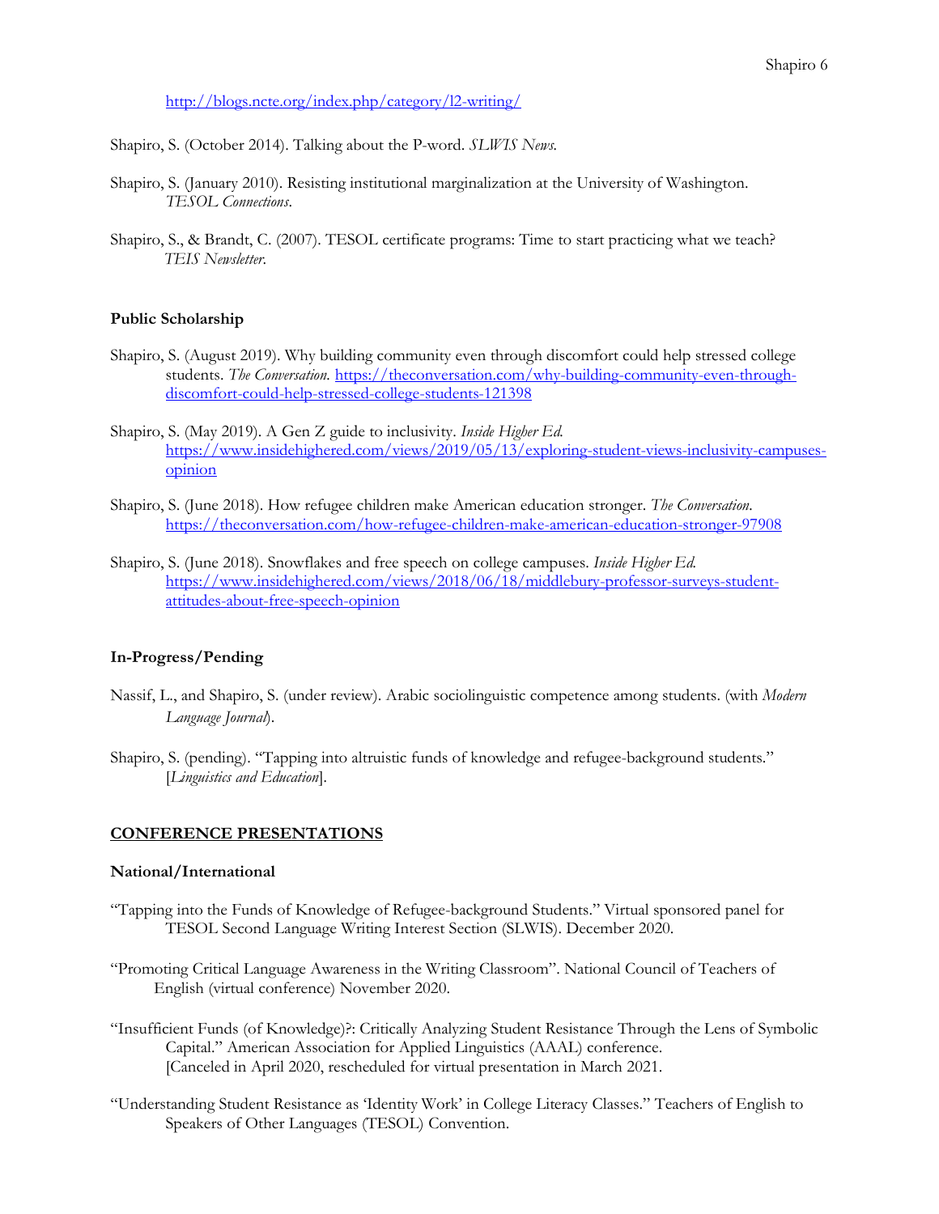http://blogs.ncte.org/index.php/category/l2-writing/

Shapiro, S. (October 2014). Talking about the P-word. *SLWIS News.*

Shapiro, S. (January 2010). Resisting institutional marginalization at the University of Washington. *TESOL Connections*.

Shapiro, S., & Brandt, C. (2007). TESOL certificate programs: Time to start practicing what we teach? *TEIS Newsletter.*

**Public Scholarship**

Shapiro, S. (August 2019). Why building community even through discomfort could help stressed college students. *The Conversation.* https://theconversation.com/why-building-community-even-through-discomfort-could-help-stressed-college-students-121398

Shapiro, S. (May 2019). A Gen Z guide to inclusivity. *Inside Higher Ed.* https://www.insidehighered.com/views/2019/05/13/exploring-student-views-inclusivity-campuses-opinion

Shapiro, S. (June 2018). How refugee children make American education stronger. *The Conversation.* https://theconversation.com/how-refugee-children-make-american-education-stronger-97908

Shapiro, S. (June 2018). Snowflakes and free speech on college campuses. *Inside Higher Ed.* https://www.insidehighered.com/views/2018/06/18/middlebury-professor-surveys-student-attitudes-about-free-speech-opinion

**In-Progress/Pending**

Nassif, L., and Shapiro, S. (under review). Arabic sociolinguistic competence among students. (with *Modern Language Journal*).

Shapiro, S. (pending). "Tapping into altruistic funds of knowledge and refugee-background students." [*Linguistics and Education*].

**<u>CONFERENCE PRESENTATIONS</u>**

**National/International**

"Tapping into the Funds of Knowledge of Refugee-background Students." Virtual sponsored panel for TESOL Second Language Writing Interest Section (SLWIS). December 2020.

"Promoting Critical Language Awareness in the Writing Classroom". National Council of Teachers of English (virtual conference) November 2020.

"Insufficient Funds (of Knowledge)?: Critically Analyzing Student Resistance Through the Lens of Symbolic Capital." American Association for Applied Linguistics (AAAL) conference. [Canceled in April 2020, rescheduled for virtual presentation in March 2021.

"Understanding Student Resistance as 'Identity Work' in College Literacy Classes." Teachers of English to Speakers of Other Languages (TESOL) Convention.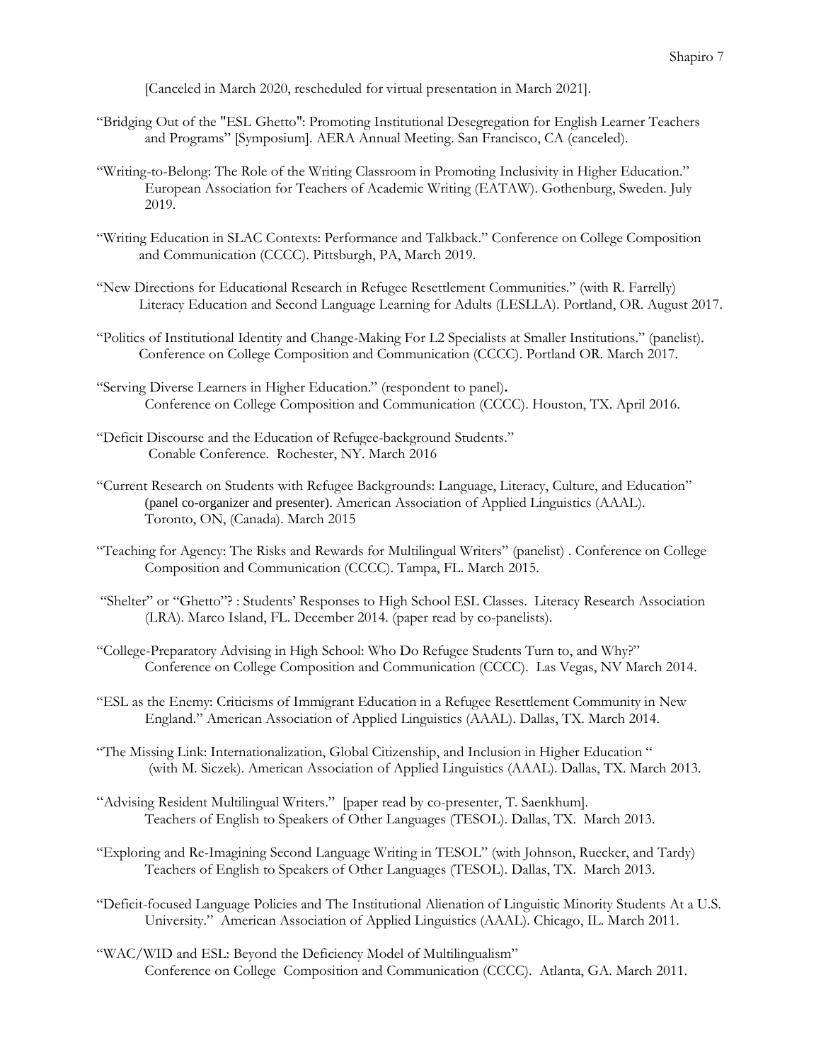[Canceled in March 2020, rescheduled for virtual presentation in March 2021].

"Bridging Out of the "ESL Ghetto": Promoting Institutional Desegregation for English Learner Teachers and Programs" [Symposium]. AERA Annual Meeting. San Francisco, CA (canceled).

"Writing-to-Belong: The Role of the Writing Classroom in Promoting Inclusivity in Higher Education." European Association for Teachers of Academic Writing (EATAW). Gothenburg, Sweden. July 2019.

"Writing Education in SLAC Contexts: Performance and Talkback." Conference on College Composition and Communication (CCCC). Pittsburgh, PA, March 2019.

"New Directions for Educational Research in Refugee Resettlement Communities." (with R. Farrelly) Literacy Education and Second Language Learning for Adults (LESLLA). Portland, OR. August 2017.

"Politics of Institutional Identity and Change-Making For L2 Specialists at Smaller Institutions." (panelist). Conference on College Composition and Communication (CCCC). Portland OR. March 2017.

"Serving Diverse Learners in Higher Education." (respondent to panel). Conference on College Composition and Communication (CCCC). Houston, TX. April 2016.

"Deficit Discourse and the Education of Refugee-background Students." Conable Conference. Rochester, NY. March 2016

"Current Research on Students with Refugee Backgrounds: Language, Literacy, Culture, and Education" (panel co-organizer and presenter). American Association of Applied Linguistics (AAAL). Toronto, ON, (Canada). March 2015

"Teaching for Agency: The Risks and Rewards for Multilingual Writers" (panelist) . Conference on College Composition and Communication (CCCC). Tampa, FL. March 2015.

"Shelter" or "Ghetto"? : Students' Responses to High School ESL Classes. Literacy Research Association (LRA). Marco Island, FL. December 2014. (paper read by co-panelists).

"College-Preparatory Advising in High School: Who Do Refugee Students Turn to, and Why?" Conference on College Composition and Communication (CCCC). Las Vegas, NV March 2014.

"ESL as the Enemy: Criticisms of Immigrant Education in a Refugee Resettlement Community in New England." American Association of Applied Linguistics (AAAL). Dallas, TX. March 2014.

"The Missing Link: Internationalization, Global Citizenship, and Inclusion in Higher Education " (with M. Siczek). American Association of Applied Linguistics (AAAL). Dallas, TX. March 2013.

"Advising Resident Multilingual Writers." [paper read by co-presenter, T. Saenkhum]. Teachers of English to Speakers of Other Languages (TESOL). Dallas, TX. March 2013.

"Exploring and Re-Imagining Second Language Writing in TESOL" (with Johnson, Ruecker, and Tardy) Teachers of English to Speakers of Other Languages (TESOL). Dallas, TX. March 2013.

"Deficit-focused Language Policies and The Institutional Alienation of Linguistic Minority Students At a U.S. University." American Association of Applied Linguistics (AAAL). Chicago, IL. March 2011.

"WAC/WID and ESL: Beyond the Deficiency Model of Multilingualism" Conference on College Composition and Communication (CCCC). Atlanta, GA. March 2011.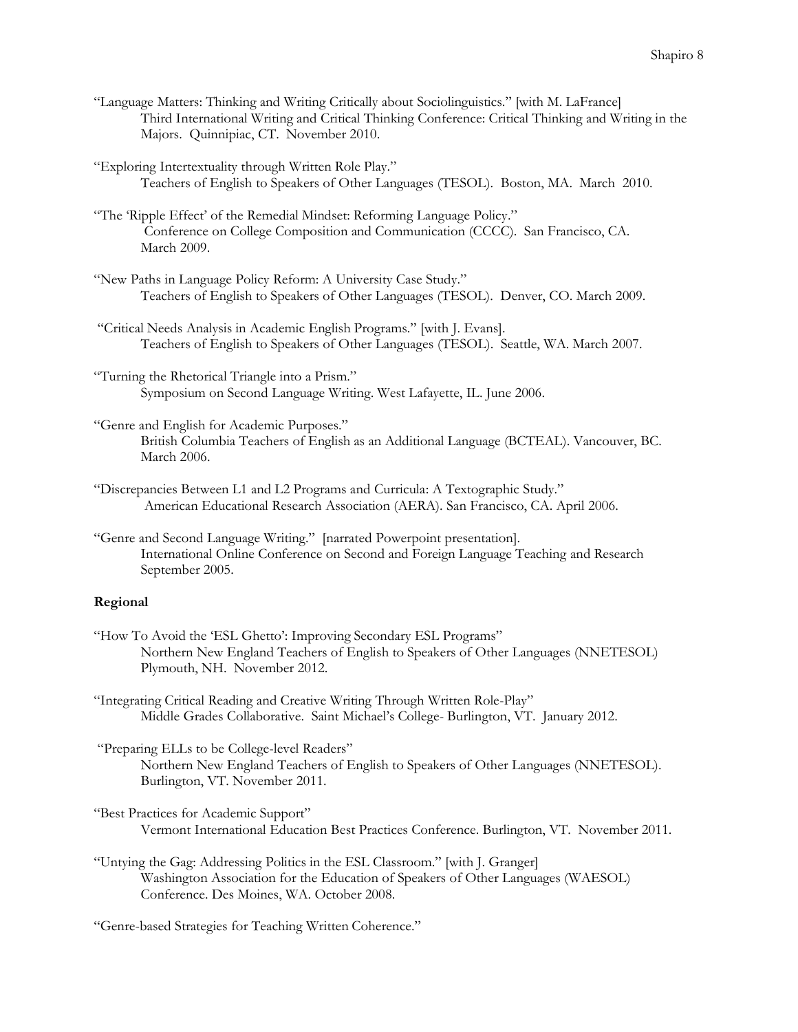"Language Matters: Thinking and Writing Critically about Sociolinguistics." [with M. LaFrance]
Third International Writing and Critical Thinking Conference: Critical Thinking and Writing in the Majors. Quinnipiac, CT. November 2010.

"Exploring Intertextuality through Written Role Play."
Teachers of English to Speakers of Other Languages (TESOL). Boston, MA. March 2010.

"The 'Ripple Effect' of the Remedial Mindset: Reforming Language Policy."
Conference on College Composition and Communication (CCCC). San Francisco, CA. March 2009.

"New Paths in Language Policy Reform: A University Case Study."
Teachers of English to Speakers of Other Languages (TESOL). Denver, CO. March 2009.

"Critical Needs Analysis in Academic English Programs." [with J. Evans].
Teachers of English to Speakers of Other Languages (TESOL). Seattle, WA. March 2007.

"Turning the Rhetorical Triangle into a Prism."
Symposium on Second Language Writing. West Lafayette, IL. June 2006.

"Genre and English for Academic Purposes."
British Columbia Teachers of English as an Additional Language (BCTEAL). Vancouver, BC. March 2006.

"Discrepancies Between L1 and L2 Programs and Curricula: A Textographic Study."
American Educational Research Association (AERA). San Francisco, CA. April 2006.

"Genre and Second Language Writing." [narrated Powerpoint presentation].
International Online Conference on Second and Foreign Language Teaching and Research September 2005.

**Regional**

"How To Avoid the 'ESL Ghetto': Improving Secondary ESL Programs"
Northern New England Teachers of English to Speakers of Other Languages (NNETESOL) Plymouth, NH. November 2012.

"Integrating Critical Reading and Creative Writing Through Written Role-Play"
Middle Grades Collaborative. Saint Michael's College- Burlington, VT. January 2012.

"Preparing ELLs to be College-level Readers"
Northern New England Teachers of English to Speakers of Other Languages (NNETESOL). Burlington, VT. November 2011.

"Best Practices for Academic Support"
Vermont International Education Best Practices Conference. Burlington, VT. November 2011.

"Untying the Gag: Addressing Politics in the ESL Classroom." [with J. Granger]
Washington Association for the Education of Speakers of Other Languages (WAESOL) Conference. Des Moines, WA. October 2008.

"Genre-based Strategies for Teaching Written Coherence."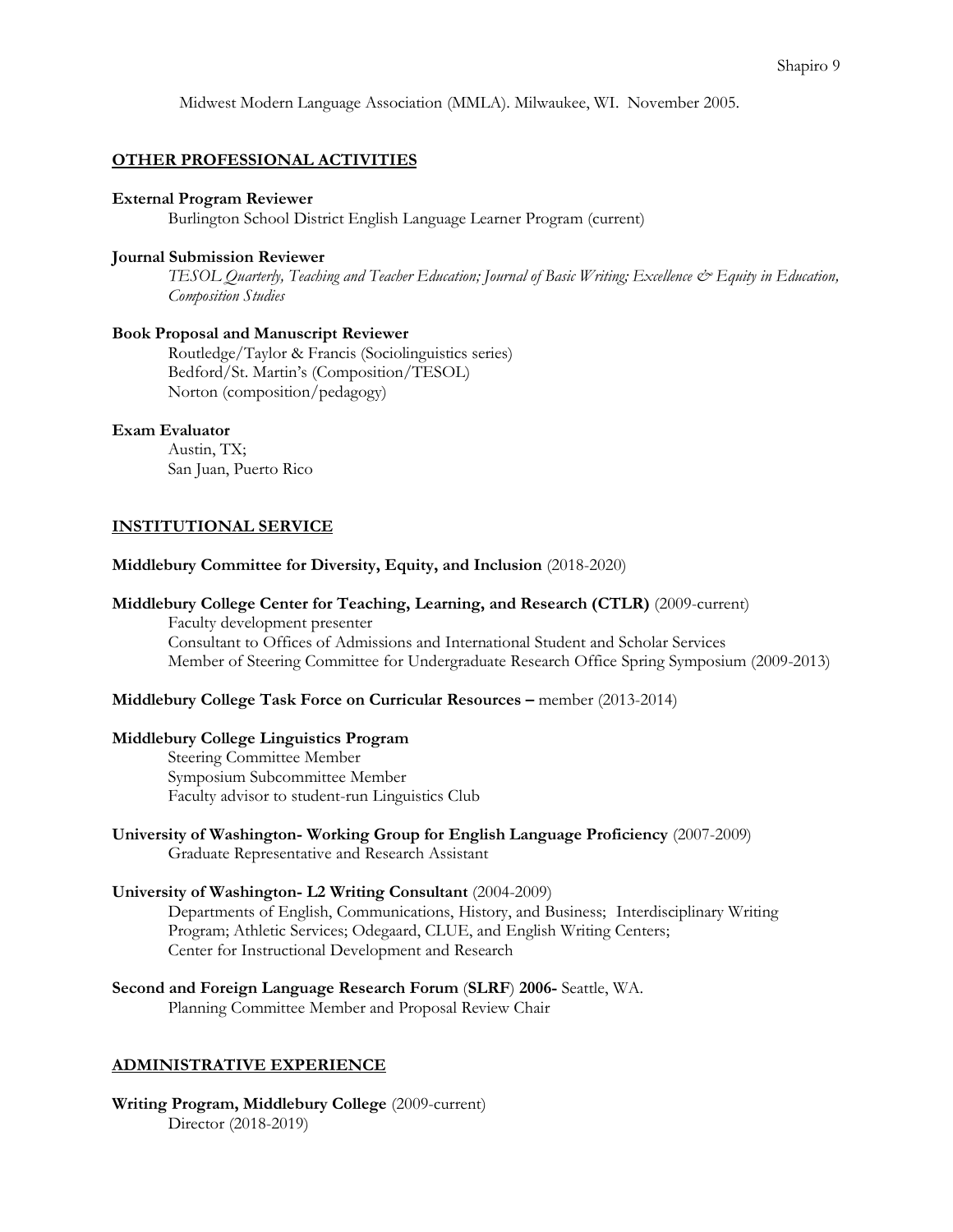Midwest Modern Language Association (MMLA). Milwaukee, WI. November 2005.

## OTHER PROFESSIONAL ACTIVITIES

**External Program Reviewer**
Burlington School District English Language Learner Program (current)

**Journal Submission Reviewer**
*TESOL Quarterly, Teaching and Teacher Education; Journal of Basic Writing; Excellence & Equity in Education, Composition Studies*

**Book Proposal and Manuscript Reviewer**
Routledge/Taylor & Francis (Sociolinguistics series)
Bedford/St. Martin's (Composition/TESOL)
Norton (composition/pedagogy)

**Exam Evaluator**
Austin, TX;
San Juan, Puerto Rico

## INSTITUTIONAL SERVICE

**Middlebury Committee for Diversity, Equity, and Inclusion** (2018-2020)

**Middlebury College Center for Teaching, Learning, and Research (CTLR)** (2009-current)
Faculty development presenter
Consultant to Offices of Admissions and International Student and Scholar Services
Member of Steering Committee for Undergraduate Research Office Spring Symposium (2009-2013)

**Middlebury College Task Force on Curricular Resources –** member (2013-2014)

**Middlebury College Linguistics Program**
Steering Committee Member
Symposium Subcommittee Member
Faculty advisor to student-run Linguistics Club

**University of Washington- Working Group for English Language Proficiency** (2007-2009)
Graduate Representative and Research Assistant

**University of Washington- L2 Writing Consultant** (2004-2009)
Departments of English, Communications, History, and Business; Interdisciplinary Writing Program; Athletic Services; Odegaard, CLUE, and English Writing Centers; Center for Instructional Development and Research

**Second and Foreign Language Research Forum** (**SLRF**) **2006-** Seattle, WA.
Planning Committee Member and Proposal Review Chair

## ADMINISTRATIVE EXPERIENCE

**Writing Program, Middlebury College** (2009-current)
Director (2018-2019)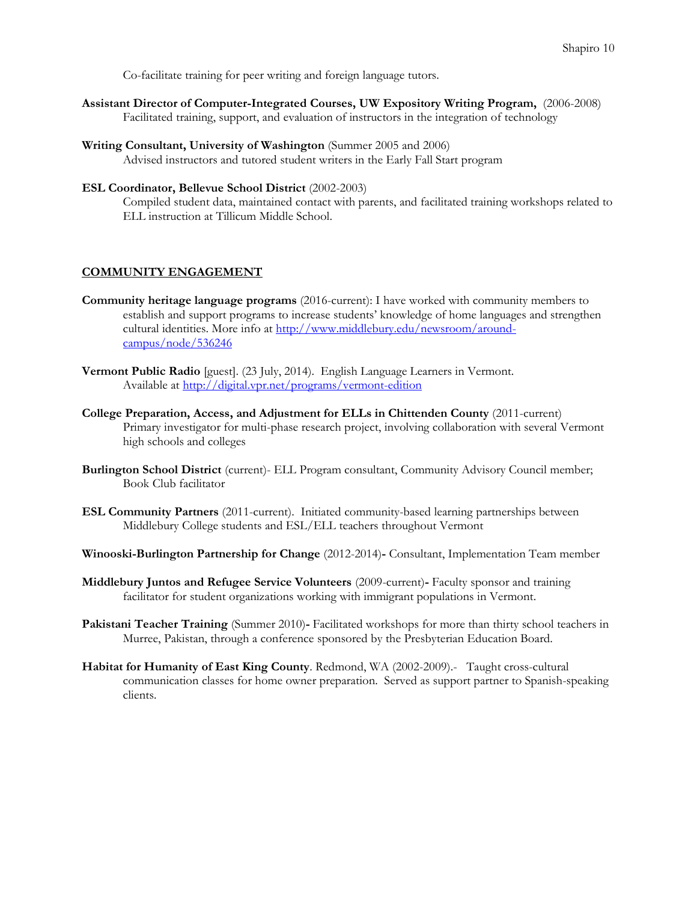Co-facilitate training for peer writing and foreign language tutors.

**Assistant Director of Computer-Integrated Courses, UW Expository Writing Program,** (2006-2008)
Facilitated training, support, and evaluation of instructors in the integration of technology

**Writing Consultant, University of Washington** (Summer 2005 and 2006)
Advised instructors and tutored student writers in the Early Fall Start program

**ESL Coordinator, Bellevue School District** (2002-2003)
Compiled student data, maintained contact with parents, and facilitated training workshops related to ELL instruction at Tillicum Middle School.

## COMMUNITY ENGAGEMENT

**Community heritage language programs** (2016-current): I have worked with community members to establish and support programs to increase students' knowledge of home languages and strengthen cultural identities. More info at [http://www.middlebury.edu/newsroom/around-campus/node/536246](http://www.middlebury.edu/newsroom/around-campus/node/536246)

**Vermont Public Radio** [guest]. (23 July, 2014). English Language Learners in Vermont.
Available at [http://digital.vpr.net/programs/vermont-edition](http://digital.vpr.net/programs/vermont-edition)

**College Preparation, Access, and Adjustment for ELLs in Chittenden County** (2011-current)
Primary investigator for multi-phase research project, involving collaboration with several Vermont high schools and colleges

**Burlington School District** (current)- ELL Program consultant, Community Advisory Council member; Book Club facilitator

**ESL Community Partners** (2011-current). Initiated community-based learning partnerships between Middlebury College students and ESL/ELL teachers throughout Vermont

**Winooski-Burlington Partnership for Change** (2012-2014)**-** Consultant, Implementation Team member

**Middlebury Juntos and Refugee Service Volunteers** (2009-current)**-** Faculty sponsor and training facilitator for student organizations working with immigrant populations in Vermont.

**Pakistani Teacher Training** (Summer 2010)**-** Facilitated workshops for more than thirty school teachers in Murree, Pakistan, through a conference sponsored by the Presbyterian Education Board.

**Habitat for Humanity of East King County**. Redmond, WA (2002-2009).- Taught cross-cultural communication classes for home owner preparation. Served as support partner to Spanish-speaking clients.